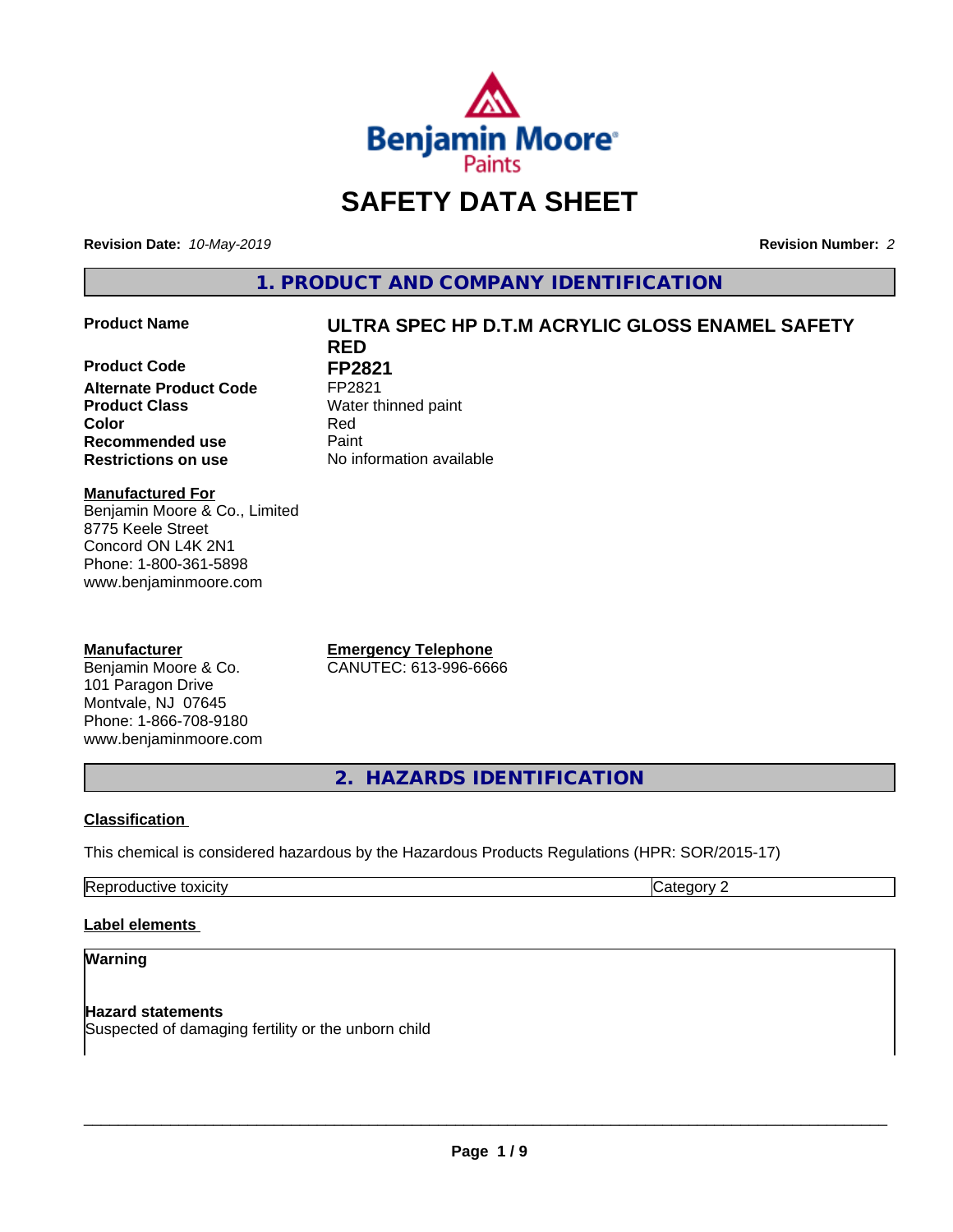# SAFETY DATA SHEET

**Revision Date:** *10-May-2019*

**Revision Number:** *2*

## 1. PRODUCT AND COMPANY IDENTIFICATION

| | |
|---|---|
| **Product Name** | **ULTRA SPEC HP D.T.M ACRYLIC GLOSS ENAMEL SAFETY RED** |
| **Product Code** | **FP2821** |
| **Alternate Product Code** | FP2821 |
| **Product Class** | Water thinned paint |
| **Color** | Red |
| **Recommended use** | Paint |
| **Restrictions on use** | No information available |

**Manufactured For**
Benjamin Moore & Co., Limited
8775 Keele Street
Concord ON L4K 2N1
Phone: 1-800-361-5898
www.benjaminmoore.com

**Manufacturer**
Benjamin Moore & Co.
101 Paragon Drive
Montvale, NJ 07645
Phone: 1-866-708-9180
www.benjaminmoore.com

**Emergency Telephone**
CANUTEC: 613-996-6666

## 2. HAZARDS IDENTIFICATION

### Classification

This chemical is considered hazardous by the Hazardous Products Regulations (HPR: SOR/2015-17)

| | |
|---|---|
| Reproductive toxicity | Category 2 |

### Label elements

**Warning**

**Hazard statements**
Suspected of damaging fertility or the unborn child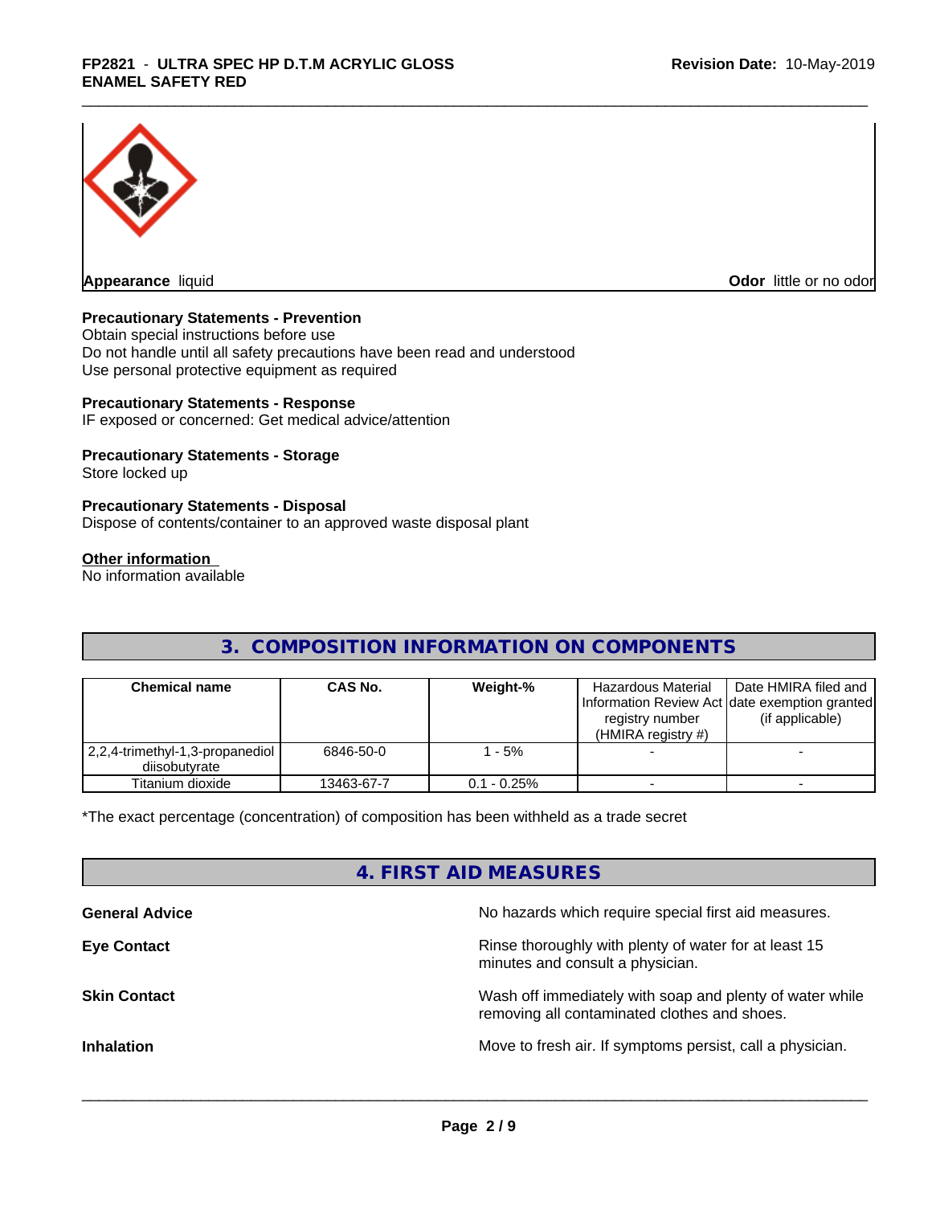**Appearance** liquid

**Odor** little or no odor

**Precautionary Statements - Prevention**

Obtain special instructions before use
Do not handle until all safety precautions have been read and understood
Use personal protective equipment as required

**Precautionary Statements - Response**

IF exposed or concerned: Get medical advice/attention

**Precautionary Statements - Storage**

Store locked up

**Precautionary Statements - Disposal**

Dispose of contents/container to an approved waste disposal plant

**Other information**

No information available

## 3. COMPOSITION INFORMATION ON COMPONENTS

| Chemical name | CAS No. | Weight-% | Hazardous Material Information Review Act registry number (HMIRA registry #) | Date HMIRA filed and date exemption granted (if applicable) |
|---|---|---|---|---|
| 2,2,4-trimethyl-1,3-propanediol diisobutyrate | 6846-50-0 | 1 - 5% | - | - |
| Titanium dioxide | 13463-67-7 | 0.1 - 0.25% | - | - |

*The exact percentage (concentration) of composition has been withheld as a trade secret

## 4. FIRST AID MEASURES

**General Advice**
No hazards which require special first aid measures.

**Eye Contact**
Rinse thoroughly with plenty of water for at least 15 minutes and consult a physician.

**Skin Contact**
Wash off immediately with soap and plenty of water while removing all contaminated clothes and shoes.

**Inhalation**
Move to fresh air. If symptoms persist, call a physician.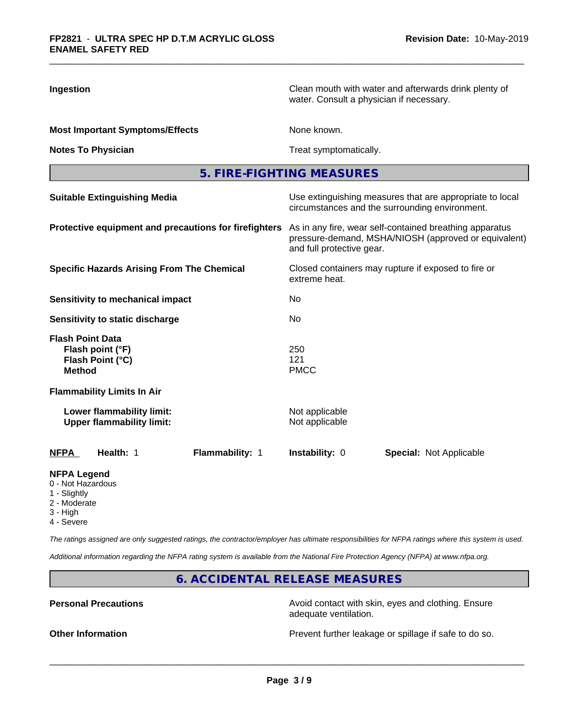**Ingestion** Clean mouth with water and afterwards drink plenty of water. Consult a physician if necessary.

**Most Important Symptoms/Effects** None known.

**Notes To Physician** Treat symptomatically.

## 5. FIRE-FIGHTING MEASURES

**Suitable Extinguishing Media** Use extinguishing measures that are appropriate to local circumstances and the surrounding environment.

**Protective equipment and precautions for firefighters** As in any fire, wear self-contained breathing apparatus pressure-demand, MSHA/NIOSH (approved or equivalent) and full protective gear.

**Specific Hazards Arising From The Chemical** Closed containers may rupture if exposed to fire or extreme heat.

**Sensitivity to mechanical impact** No

**Sensitivity to static discharge** No

**Flash Point Data**
- **Flash point (°F)** 250
- **Flash Point (°C)** 121
- **Method** PMCC

**Flammability Limits In Air**

- **Lower flammability limit:** Not applicable
- **Upper flammability limit:** Not applicable

| NFPA | Health: 1 | Flammability: 1 | Instability: 0 | Special: Not Applicable |
|---|---|---|---|---|

**NFPA Legend**
- 0 - Not Hazardous
- 1 - Slightly
- 2 - Moderate
- 3 - High
- 4 - Severe

*The ratings assigned are only suggested ratings, the contractor/employer has ultimate responsibilities for NFPA ratings where this system is used.*

*Additional information regarding the NFPA rating system is available from the National Fire Protection Agency (NFPA) at www.nfpa.org.*

## 6. ACCIDENTAL RELEASE MEASURES

**Personal Precautions** Avoid contact with skin, eyes and clothing. Ensure adequate ventilation.

**Other Information** Prevent further leakage or spillage if safe to do so.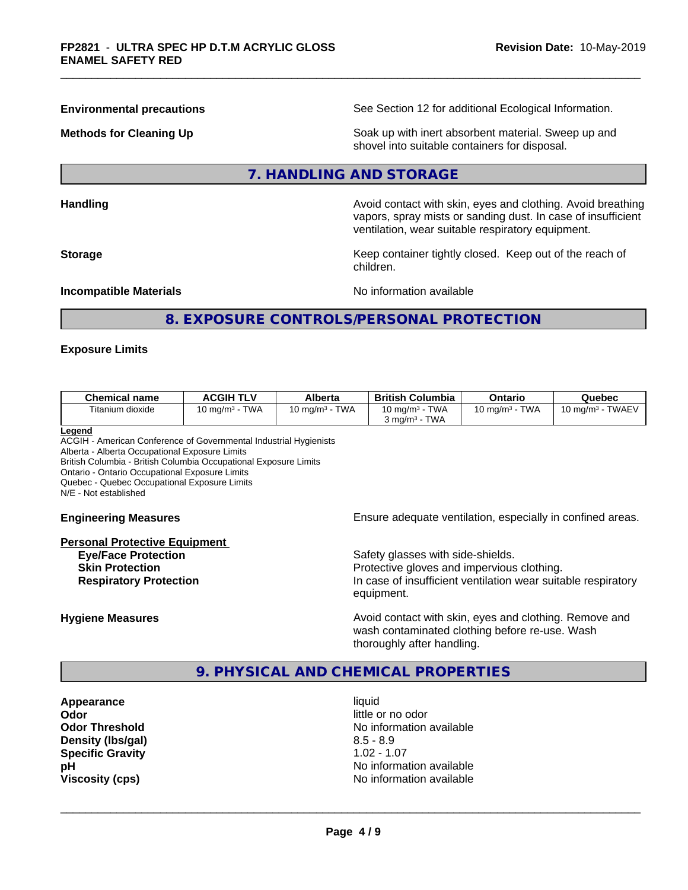**Environmental precautions** See Section 12 for additional Ecological Information.

**Methods for Cleaning Up** Soak up with inert absorbent material. Sweep up and shovel into suitable containers for disposal.

## 7. HANDLING AND STORAGE

**Handling** Avoid contact with skin, eyes and clothing. Avoid breathing vapors, spray mists or sanding dust. In case of insufficient ventilation, wear suitable respiratory equipment.

**Storage** Keep container tightly closed. Keep out of the reach of children.

**Incompatible Materials** No information available

## 8. EXPOSURE CONTROLS/PERSONAL PROTECTION

**Exposure Limits**

| Chemical name | ACGIH TLV | Alberta | British Columbia | Ontario | Quebec |
|---|---|---|---|---|---|
| Titanium dioxide | 10 mg/m³ - TWA | 10 mg/m³ - TWA | 10 mg/m³ - TWA<br>3 mg/m³ - TWA | 10 mg/m³ - TWA | 10 mg/m³ - TWAEV |

**Legend**
ACGIH - American Conference of Governmental Industrial Hygienists
Alberta - Alberta Occupational Exposure Limits
British Columbia - British Columbia Occupational Exposure Limits
Ontario - Ontario Occupational Exposure Limits
Quebec - Quebec Occupational Exposure Limits
N/E - Not established

**Engineering Measures** Ensure adequate ventilation, especially in confined areas.

**Personal Protective Equipment**

- **Eye/Face Protection** Safety glasses with side-shields.
- **Skin Protection** Protective gloves and impervious clothing.
- **Respiratory Protection** In case of insufficient ventilation wear suitable respiratory equipment.

**Hygiene Measures** Avoid contact with skin, eyes and clothing. Remove and wash contaminated clothing before re-use. Wash thoroughly after handling.

## 9. PHYSICAL AND CHEMICAL PROPERTIES

**Appearance** liquid
**Odor** little or no odor
**Odor Threshold** No information available
**Density (lbs/gal)** 8.5 - 8.9
**Specific Gravity** 1.02 - 1.07
**pH** No information available
**Viscosity (cps)** No information available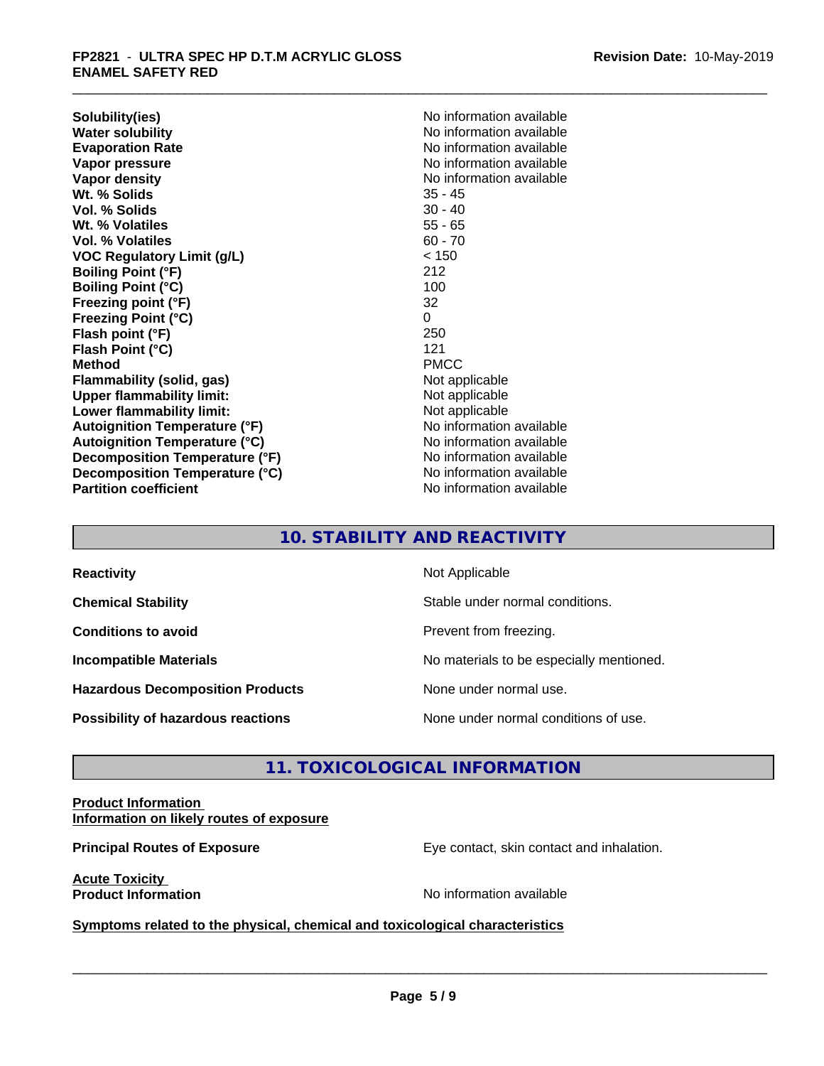| | |
|---|---|
| **Solubility(ies)** | No information available |
| **Water solubility** | No information available |
| **Evaporation Rate** | No information available |
| **Vapor pressure** | No information available |
| **Vapor density** | No information available |
| **Wt. % Solids** | 35 - 45 |
| **Vol. % Solids** | 30 - 40 |
| **Wt. % Volatiles** | 55 - 65 |
| **Vol. % Volatiles** | 60 - 70 |
| **VOC Regulatory Limit (g/L)** | < 150 |
| **Boiling Point (°F)** | 212 |
| **Boiling Point (°C)** | 100 |
| **Freezing point (°F)** | 32 |
| **Freezing Point (°C)** | 0 |
| **Flash point (°F)** | 250 |
| **Flash Point (°C)** | 121 |
| **Method** | PMCC |
| **Flammability (solid, gas)** | Not applicable |
| **Upper flammability limit:** | Not applicable |
| **Lower flammability limit:** | Not applicable |
| **Autoignition Temperature (°F)** | No information available |
| **Autoignition Temperature (°C)** | No information available |
| **Decomposition Temperature (°F)** | No information available |
| **Decomposition Temperature (°C)** | No information available |
| **Partition coefficient** | No information available |

## 10. STABILITY AND REACTIVITY

| | |
|---|---|
| **Reactivity** | Not Applicable |
| **Chemical Stability** | Stable under normal conditions. |
| **Conditions to avoid** | Prevent from freezing. |
| **Incompatible Materials** | No materials to be especially mentioned. |
| **Hazardous Decomposition Products** | None under normal use. |
| **Possibility of hazardous reactions** | None under normal conditions of use. |

## 11. TOXICOLOGICAL INFORMATION

**Product Information**
**Information on likely routes of exposure**

**Principal Routes of Exposure** Eye contact, skin contact and inhalation.

**Acute Toxicity**
**Product Information** No information available

**Symptoms related to the physical, chemical and toxicological characteristics**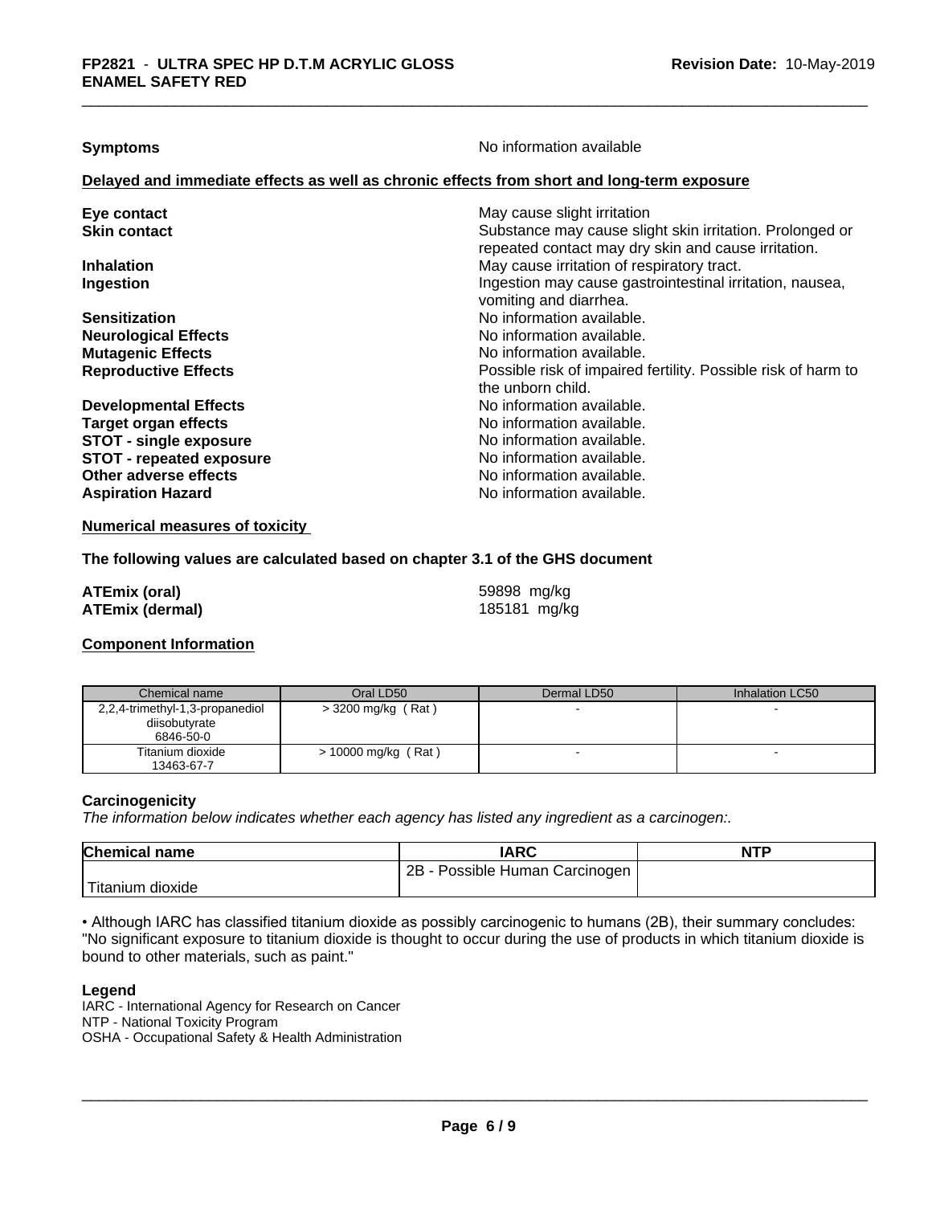**Symptoms** No information available

**Delayed and immediate effects as well as chronic effects from short and long-term exposure**

| | |
|---|---|
| **Eye contact** | May cause slight irritation |
| **Skin contact** | Substance may cause slight skin irritation. Prolonged or repeated contact may dry skin and cause irritation. |
| **Inhalation** | May cause irritation of respiratory tract. |
| **Ingestion** | Ingestion may cause gastrointestinal irritation, nausea, vomiting and diarrhea. |
| **Sensitization** | No information available. |
| **Neurological Effects** | No information available. |
| **Mutagenic Effects** | No information available. |
| **Reproductive Effects** | Possible risk of impaired fertility. Possible risk of harm to the unborn child. |
| **Developmental Effects** | No information available. |
| **Target organ effects** | No information available. |
| **STOT - single exposure** | No information available. |
| **STOT - repeated exposure** | No information available. |
| **Other adverse effects** | No information available. |
| **Aspiration Hazard** | No information available. |

**Numerical measures of toxicity**

**The following values are calculated based on chapter 3.1 of the GHS document**

| | |
|---|---|
| **ATEmix (oral)** | 59898 mg/kg |
| **ATEmix (dermal)** | 185181 mg/kg |

**Component Information**

| Chemical name | Oral LD50 | Dermal LD50 | Inhalation LC50 |
|---|---|---|---|
| 2,2,4-trimethyl-1,3-propanediol diisobutyrate 6846-50-0 | > 3200 mg/kg ( Rat ) | - | - |
| Titanium dioxide 13463-67-7 | > 10000 mg/kg ( Rat ) | - | - |

**Carcinogenicity**

*The information below indicates whether each agency has listed any ingredient as a carcinogen:.*

| Chemical name | IARC | NTP |
|---|---|---|
| Titanium dioxide | 2B - Possible Human Carcinogen | |

• Although IARC has classified titanium dioxide as possibly carcinogenic to humans (2B), their summary concludes: "No significant exposure to titanium dioxide is thought to occur during the use of products in which titanium dioxide is bound to other materials, such as paint."

**Legend**

IARC - International Agency for Research on Cancer
NTP - National Toxicity Program
OSHA - Occupational Safety & Health Administration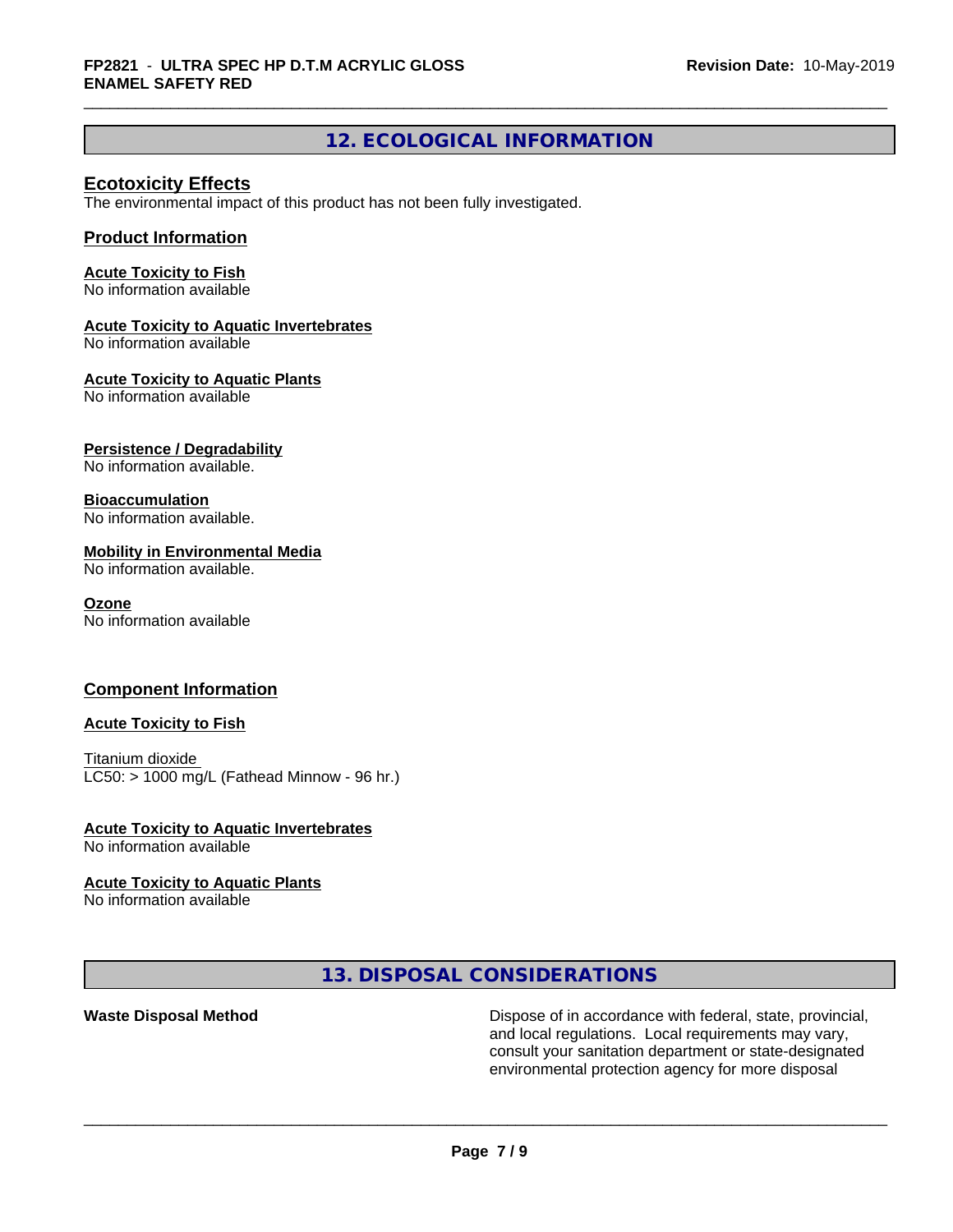## 12. ECOLOGICAL INFORMATION

### Ecotoxicity Effects

The environmental impact of this product has not been fully investigated.

### Product Information

**Acute Toxicity to Fish**
No information available

**Acute Toxicity to Aquatic Invertebrates**
No information available

**Acute Toxicity to Aquatic Plants**
No information available

**Persistence / Degradability**
No information available.

**Bioaccumulation**
No information available.

**Mobility in Environmental Media**
No information available.

**Ozone**
No information available

### Component Information

**Acute Toxicity to Fish**

Titanium dioxide
LC50: > 1000 mg/L (Fathead Minnow - 96 hr.)

**Acute Toxicity to Aquatic Invertebrates**
No information available

**Acute Toxicity to Aquatic Plants**
No information available

## 13. DISPOSAL CONSIDERATIONS

**Waste Disposal Method** Dispose of in accordance with federal, state, provincial, and local regulations. Local requirements may vary, consult your sanitation department or state-designated environmental protection agency for more disposal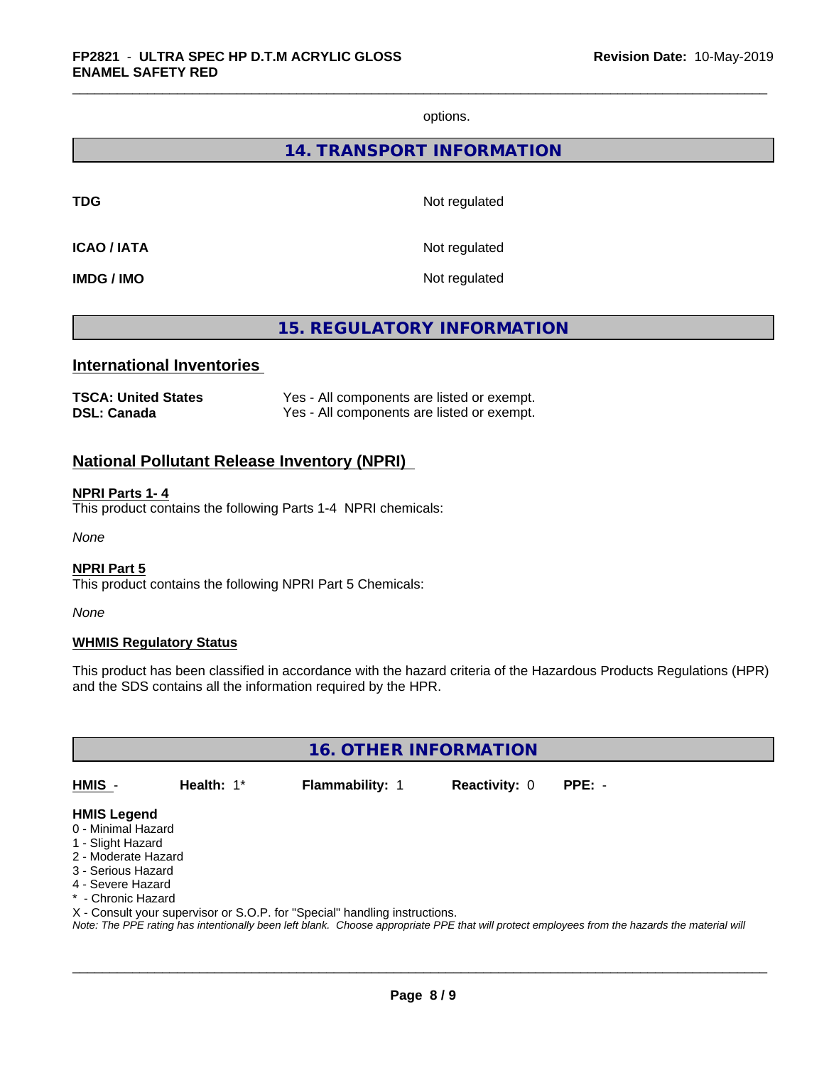options.

## 14. TRANSPORT INFORMATION

| | |
|---|---|
| **TDG** | Not regulated |
| **ICAO / IATA** | Not regulated |
| **IMDG / IMO** | Not regulated |

## 15. REGULATORY INFORMATION

### International Inventories

| | |
|---|---|
| **TSCA: United States** | Yes - All components are listed or exempt. |
| **DSL: Canada** | Yes - All components are listed or exempt. |

### National Pollutant Release Inventory (NPRI)

**NPRI Parts 1- 4**

This product contains the following Parts 1-4 NPRI chemicals:

*None*

**NPRI Part 5**

This product contains the following NPRI Part 5 Chemicals:

*None*

**WHMIS Regulatory Status**

This product has been classified in accordance with the hazard criteria of the Hazardous Products Regulations (HPR) and the SDS contains all the information required by the HPR.

## 16. OTHER INFORMATION

| **HMIS** - | **Health:** 1* | **Flammability:** 1 | **Reactivity:** 0 | **PPE:** - |
|---|---|---|---|---|

**HMIS Legend**

0 - Minimal Hazard
1 - Slight Hazard
2 - Moderate Hazard
3 - Serious Hazard
4 - Severe Hazard
* - Chronic Hazard
X - Consult your supervisor or S.O.P. for "Special" handling instructions.

*Note: The PPE rating has intentionally been left blank. Choose appropriate PPE that will protect employees from the hazards the material will*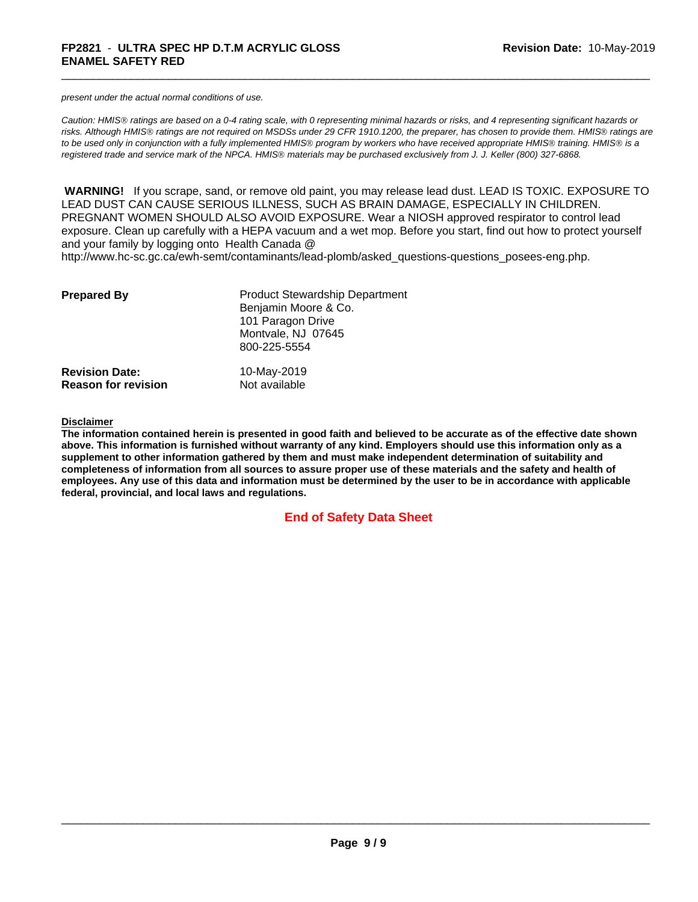*present under the actual normal conditions of use.*

*Caution: HMIS® ratings are based on a 0-4 rating scale, with 0 representing minimal hazards or risks, and 4 representing significant hazards or risks. Although HMIS® ratings are not required on MSDSs under 29 CFR 1910.1200, the preparer, has chosen to provide them. HMIS® ratings are to be used only in conjunction with a fully implemented HMIS® program by workers who have received appropriate HMIS® training. HMIS® is a registered trade and service mark of the NPCA. HMIS® materials may be purchased exclusively from J. J. Keller (800) 327-6868.*

**WARNING!** If you scrape, sand, or remove old paint, you may release lead dust. LEAD IS TOXIC. EXPOSURE TO LEAD DUST CAN CAUSE SERIOUS ILLNESS, SUCH AS BRAIN DAMAGE, ESPECIALLY IN CHILDREN. PREGNANT WOMEN SHOULD ALSO AVOID EXPOSURE. Wear a NIOSH approved respirator to control lead exposure. Clean up carefully with a HEPA vacuum and a wet mop. Before you start, find out how to protect yourself and your family by logging onto Health Canada @ http://www.hc-sc.gc.ca/ewh-semt/contaminants/lead-plomb/asked_questions-questions_posees-eng.php.

| | |
|---|---|
| **Prepared By** | Product Stewardship Department<br>Benjamin Moore & Co.<br>101 Paragon Drive<br>Montvale, NJ 07645<br>800-225-5554 |
| **Revision Date:** | 10-May-2019 |
| **Reason for revision** | Not available |

**Disclaimer**

**The information contained herein is presented in good faith and believed to be accurate as of the effective date shown above. This information is furnished without warranty of any kind. Employers should use this information only as a supplement to other information gathered by them and must make independent determination of suitability and completeness of information from all sources to assure proper use of these materials and the safety and health of employees. Any use of this data and information must be determined by the user to be in accordance with applicable federal, provincial, and local laws and regulations.**

**End of Safety Data Sheet**